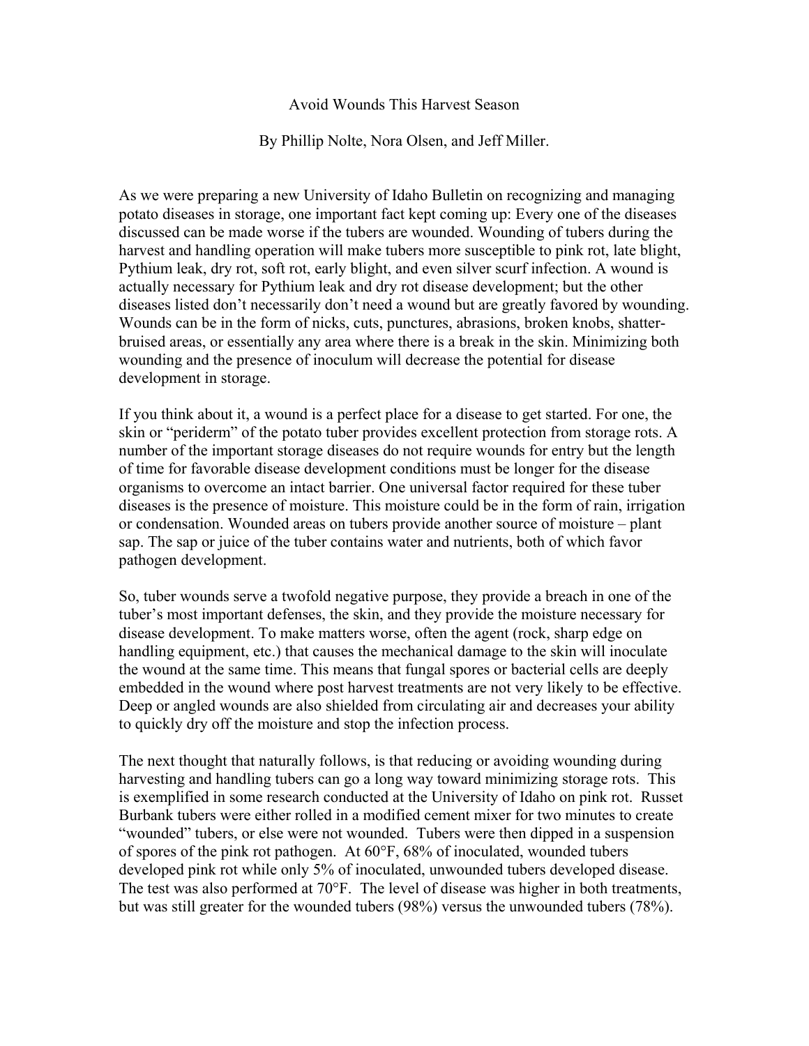# Avoid Wounds This Harvest Season

By Phillip Nolte, Nora Olsen, and Jeff Miller.

As we were preparing a new University of Idaho Bulletin on recognizing and managing potato diseases in storage, one important fact kept coming up: Every one of the diseases discussed can be made worse if the tubers are wounded. Wounding of tubers during the harvest and handling operation will make tubers more susceptible to pink rot, late blight, Pythium leak, dry rot, soft rot, early blight, and even silver scurf infection. A wound is actually necessary for Pythium leak and dry rot disease development; but the other diseases listed don't necessarily don't need a wound but are greatly favored by wounding. Wounds can be in the form of nicks, cuts, punctures, abrasions, broken knobs, shatter-bruised areas, or essentially any area where there is a break in the skin. Minimizing both wounding and the presence of inoculum will decrease the potential for disease development in storage.

If you think about it, a wound is a perfect place for a disease to get started. For one, the skin or "periderm" of the potato tuber provides excellent protection from storage rots. A number of the important storage diseases do not require wounds for entry but the length of time for favorable disease development conditions must be longer for the disease organisms to overcome an intact barrier. One universal factor required for these tuber diseases is the presence of moisture. This moisture could be in the form of rain, irrigation or condensation. Wounded areas on tubers provide another source of moisture – plant sap. The sap or juice of the tuber contains water and nutrients, both of which favor pathogen development.

So, tuber wounds serve a twofold negative purpose, they provide a breach in one of the tuber's most important defenses, the skin, and they provide the moisture necessary for disease development. To make matters worse, often the agent (rock, sharp edge on handling equipment, etc.) that causes the mechanical damage to the skin will inoculate the wound at the same time. This means that fungal spores or bacterial cells are deeply embedded in the wound where post harvest treatments are not very likely to be effective. Deep or angled wounds are also shielded from circulating air and decreases your ability to quickly dry off the moisture and stop the infection process.

The next thought that naturally follows, is that reducing or avoiding wounding during harvesting and handling tubers can go a long way toward minimizing storage rots. This is exemplified in some research conducted at the University of Idaho on pink rot. Russet Burbank tubers were either rolled in a modified cement mixer for two minutes to create "wounded" tubers, or else were not wounded. Tubers were then dipped in a suspension of spores of the pink rot pathogen. At 60°F, 68% of inoculated, wounded tubers developed pink rot while only 5% of inoculated, unwounded tubers developed disease. The test was also performed at 70°F. The level of disease was higher in both treatments, but was still greater for the wounded tubers (98%) versus the unwounded tubers (78%).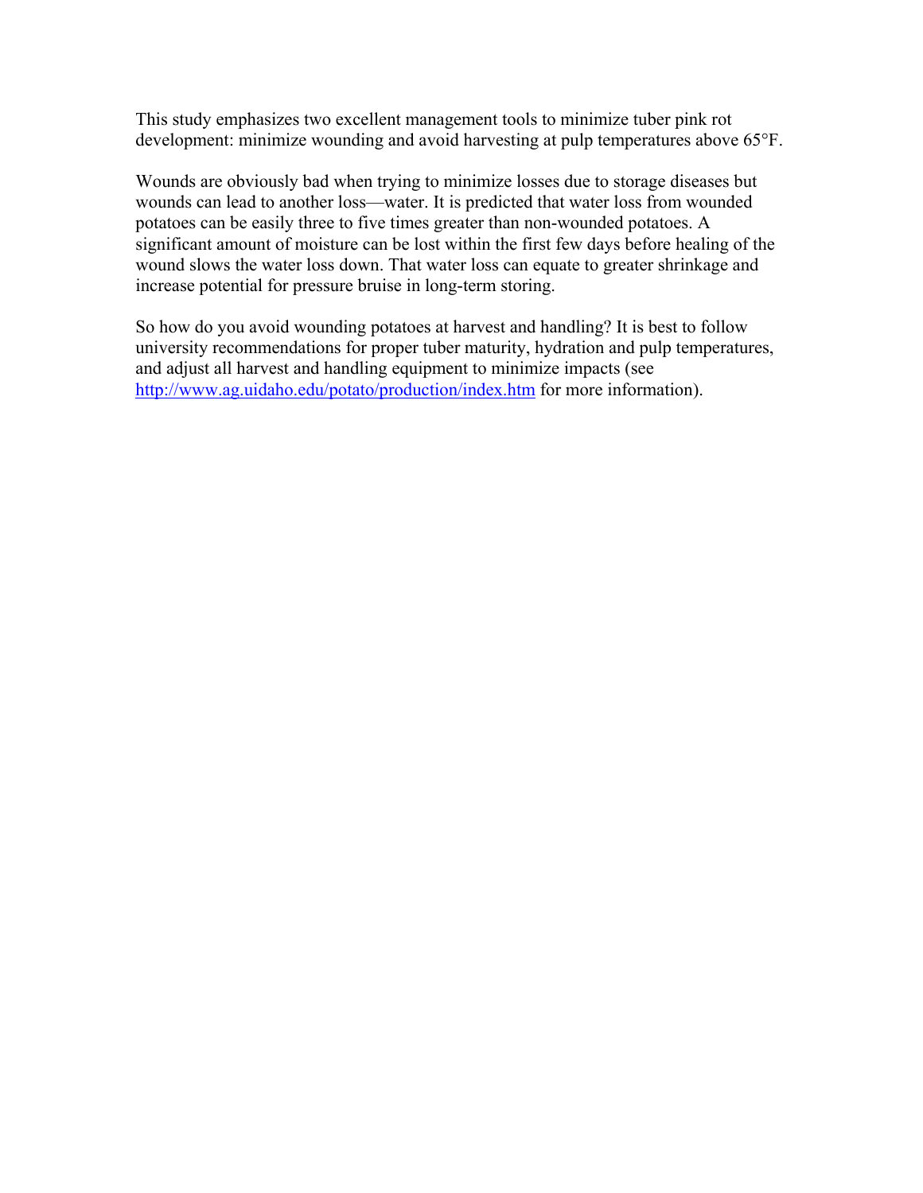This study emphasizes two excellent management tools to minimize tuber pink rot development: minimize wounding and avoid harvesting at pulp temperatures above 65°F.

Wounds are obviously bad when trying to minimize losses due to storage diseases but wounds can lead to another loss—water. It is predicted that water loss from wounded potatoes can be easily three to five times greater than non-wounded potatoes. A significant amount of moisture can be lost within the first few days before healing of the wound slows the water loss down. That water loss can equate to greater shrinkage and increase potential for pressure bruise in long-term storing.

So how do you avoid wounding potatoes at harvest and handling? It is best to follow university recommendations for proper tuber maturity, hydration and pulp temperatures, and adjust all harvest and handling equipment to minimize impacts (see http://www.ag.uidaho.edu/potato/production/index.htm for more information).